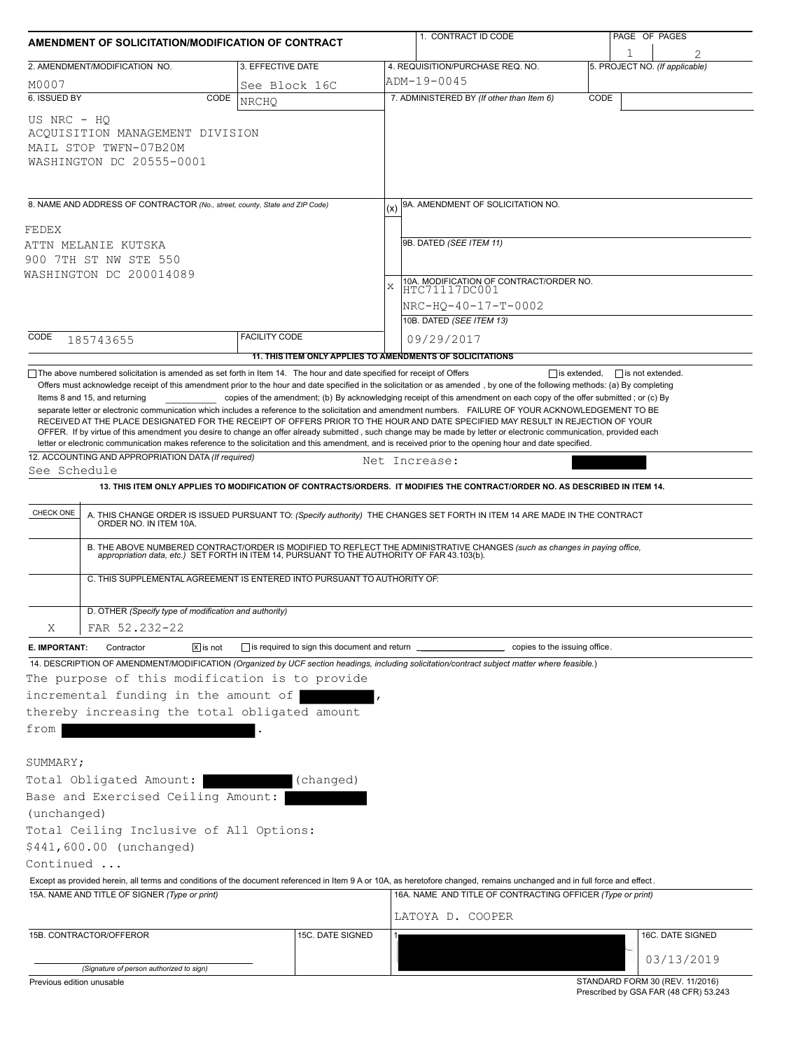# AMENDMENT OF SOLICITATION/MODIFICATION OF CONTRACT

| 1. CONTRACT ID CODE | PAGE OF PAGES |
|---|---|
| | 1 2 |

| 2. AMENDMENT/MODIFICATION NO. | 3. EFFECTIVE DATE | 4. REQUISITION/PURCHASE REQ. NO. | 5. PROJECT NO. (If applicable) |
|---|---|---|---|
| M0007 | See Block 16C | ADM-19-0045 | |

**6. ISSUED BY** CODE NRCHQ

US NRC - HQ
ACQUISITION MANAGEMENT DIVISION
MAIL STOP TWFN-07B20M
WASHINGTON DC 20555-0001

**7. ADMINISTERED BY** (If other than Item 6) CODE

**8. NAME AND ADDRESS OF CONTRACTOR** (No., street, county, State and ZIP Code)

FEDEX
ATTN MELANIE KUTSKA
900 7TH ST NW STE 550
WASHINGTON DC 200014089

CODE 185743655 FACILITY CODE

(x) 9A. AMENDMENT OF SOLICITATION NO.

9B. DATED (SEE ITEM 11)

X 10A. MODIFICATION OF CONTRACT/ORDER NO.
HTC71117DC001
NRC-HQ-40-17-T-0002

10B. DATED (SEE ITEM 13)
09/29/2017

**11. THIS ITEM ONLY APPLIES TO AMENDMENTS OF SOLICITATIONS**

☐ The above numbered solicitation is amended as set forth in Item 14. The hour and date specified for receipt of Offers ☐ is extended, ☐ is not extended.
Offers must acknowledge receipt of this amendment prior to the hour and date specified in the solicitation or as amended , by one of the following methods: (a) By completing Items 8 and 15, and returning __________ copies of the amendment; (b) By acknowledging receipt of this amendment on each copy of the offer submitted ; or (c) By separate letter or electronic communication which includes a reference to the solicitation and amendment numbers. FAILURE OF YOUR ACKNOWLEDGEMENT TO BE RECEIVED AT THE PLACE DESIGNATED FOR THE RECEIPT OF OFFERS PRIOR TO THE HOUR AND DATE SPECIFIED MAY RESULT IN REJECTION OF YOUR OFFER. If by virtue of this amendment you desire to change an offer already submitted , such change may be made by letter or electronic communication, provided each letter or electronic communication makes reference to the solicitation and this amendment, and is received prior to the opening hour and date specified.

**12. ACCOUNTING AND APPROPRIATION DATA** (If required)
See Schedule Net Increase: [REDACTED]

**13. THIS ITEM ONLY APPLIES TO MODIFICATION OF CONTRACTS/ORDERS. IT MODIFIES THE CONTRACT/ORDER NO. AS DESCRIBED IN ITEM 14.**

| CHECK ONE | |
|---|---|
| | A. THIS CHANGE ORDER IS ISSUED PURSUANT TO: (Specify authority) THE CHANGES SET FORTH IN ITEM 14 ARE MADE IN THE CONTRACT ORDER NO. IN ITEM 10A. |
| | B. THE ABOVE NUMBERED CONTRACT/ORDER IS MODIFIED TO REFLECT THE ADMINISTRATIVE CHANGES (such as changes in paying office, appropriation data, etc.) SET FORTH IN ITEM 14, PURSUANT TO THE AUTHORITY OF FAR 43.103(b). |
| | C. THIS SUPPLEMENTAL AGREEMENT IS ENTERED INTO PURSUANT TO AUTHORITY OF: |
| X | D. OTHER (Specify type of modification and authority) FAR 52.232-22 |

**E. IMPORTANT:** Contractor ☒ is not ☐ is required to sign this document and return __________ copies to the issuing office.

**14. DESCRIPTION OF AMENDMENT/MODIFICATION** (Organized by UCF section headings, including solicitation/contract subject matter where feasible.)

The purpose of this modification is to provide incremental funding in the amount of [REDACTED], thereby increasing the total obligated amount from [REDACTED].

SUMMARY;
Total Obligated Amount: [REDACTED] (changed)
Base and Exercised Ceiling Amount: [REDACTED] (unchanged)
Total Ceiling Inclusive of All Options: $441,600.00 (unchanged)
Continued ...

Except as provided herein, all terms and conditions of the document referenced in Item 9 A or 10A, as heretofore changed, remains unchanged and in full force and effect.

| 15A. NAME AND TITLE OF SIGNER (Type or print) | | 16A. NAME AND TITLE OF CONTRACTING OFFICER (Type or print) | |
|---|---|---|---|
| | | LATOYA D. COOPER | |
| 15B. CONTRACTOR/OFFEROR | 15C. DATE SIGNED | 16B. UNITED STATES OF AMERICA | 16C. DATE SIGNED |
| (Signature of person authorized to sign) | | [REDACTED] | 03/13/2019 |

Previous edition unusable

STANDARD FORM 30 (REV. 11/2016)
Prescribed by GSA FAR (48 CFR) 53.243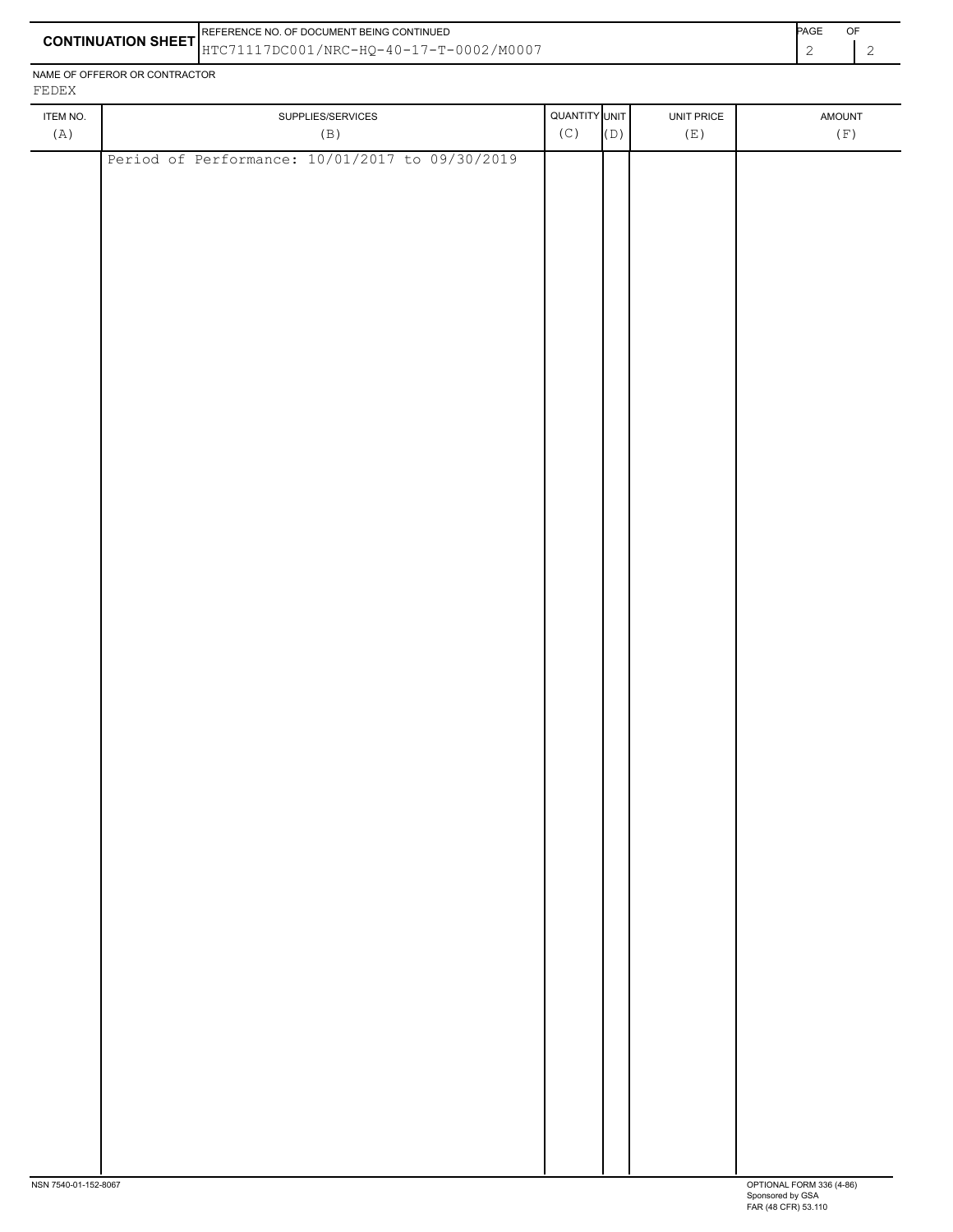**CONTINUATION SHEET**

REFERENCE NO. OF DOCUMENT BEING CONTINUED: HTC71117DC001/NRC-HQ-40-17-T-0002/M0007

NAME OF OFFEROR OR CONTRACTOR: FEDEX

| ITEM NO. (A) | SUPPLIES/SERVICES (B) | QUANTITY (C) | UNIT (D) | UNIT PRICE (E) | AMOUNT (F) |
|---|---|---|---|---|---|
| | Period of Performance: 10/01/2017 to 09/30/2019 | | | | |

NSN 7540-01-152-8067

OPTIONAL FORM 336 (4-86)
Sponsored by GSA
FAR (48 CFR) 53.110